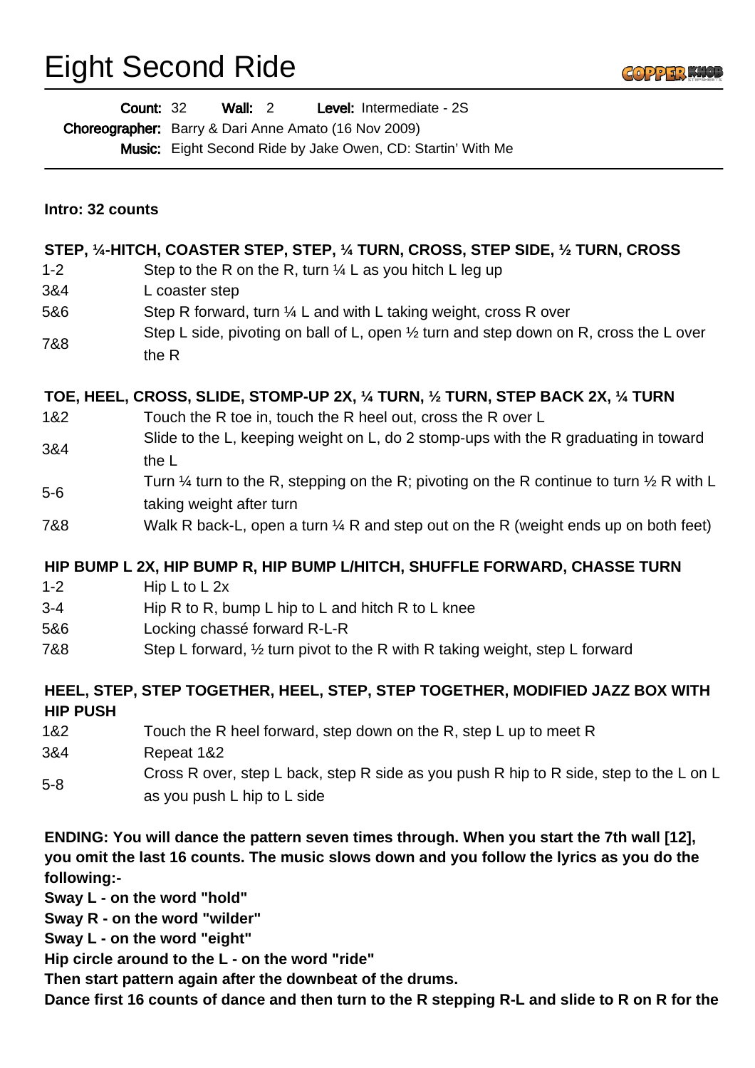# Eight Second Ride

**Count:** 32 **Wall:** 2 **Level:** Intermediate - 2S

**Choreographer:** Barry & Dari Anne Amato (16 Nov 2009)

**Music:** Eight Second Ride by Jake Owen, CD: Startin' With Me

---

**Intro: 32 counts**

**STEP, ¼-HITCH, COASTER STEP, STEP, ¼ TURN, CROSS, STEP SIDE, ½ TURN, CROSS**

| | |
|---|---|
| 1-2 | Step to the R on the R, turn ¼ L as you hitch L leg up |
| 3&4 | L coaster step |
| 5&6 | Step R forward, turn ¼ L and with L taking weight, cross R over |
| 7&8 | Step L side, pivoting on ball of L, open ½ turn and step down on R, cross the L over the R |

**TOE, HEEL, CROSS, SLIDE, STOMP-UP 2X, ¼ TURN, ½ TURN, STEP BACK 2X, ¼ TURN**

| | |
|---|---|
| 1&2 | Touch the R toe in, touch the R heel out, cross the R over L |
| 3&4 | Slide to the L, keeping weight on L, do 2 stomp-ups with the R graduating in toward the L |
| 5-6 | Turn ¼ turn to the R, stepping on the R; pivoting on the R continue to turn ½ R with L taking weight after turn |
| 7&8 | Walk R back-L, open a turn ¼ R and step out on the R (weight ends up on both feet) |

**HIP BUMP L 2X, HIP BUMP R, HIP BUMP L/HITCH, SHUFFLE FORWARD, CHASSE TURN**

| | |
|---|---|
| 1-2 | Hip L to L 2x |
| 3-4 | Hip R to R, bump L hip to L and hitch R to L knee |
| 5&6 | Locking chassé forward R-L-R |
| 7&8 | Step L forward, ½ turn pivot to the R with R taking weight, step L forward |

**HEEL, STEP, STEP TOGETHER, HEEL, STEP, STEP TOGETHER, MODIFIED JAZZ BOX WITH HIP PUSH**

| | |
|---|---|
| 1&2 | Touch the R heel forward, step down on the R, step L up to meet R |
| 3&4 | Repeat 1&2 |
| 5-8 | Cross R over, step L back, step R side as you push R hip to R side, step to the L on L as you push L hip to L side |

**ENDING: You will dance the pattern seven times through. When you start the 7th wall [12], you omit the last 16 counts. The music slows down and you follow the lyrics as you do the following:-**

**Sway L - on the word "hold"**

**Sway R - on the word "wilder"**

**Sway L - on the word "eight"**

**Hip circle around to the L - on the word "ride"**

**Then start pattern again after the downbeat of the drums.**

**Dance first 16 counts of dance and then turn to the R stepping R-L and slide to R on R for the**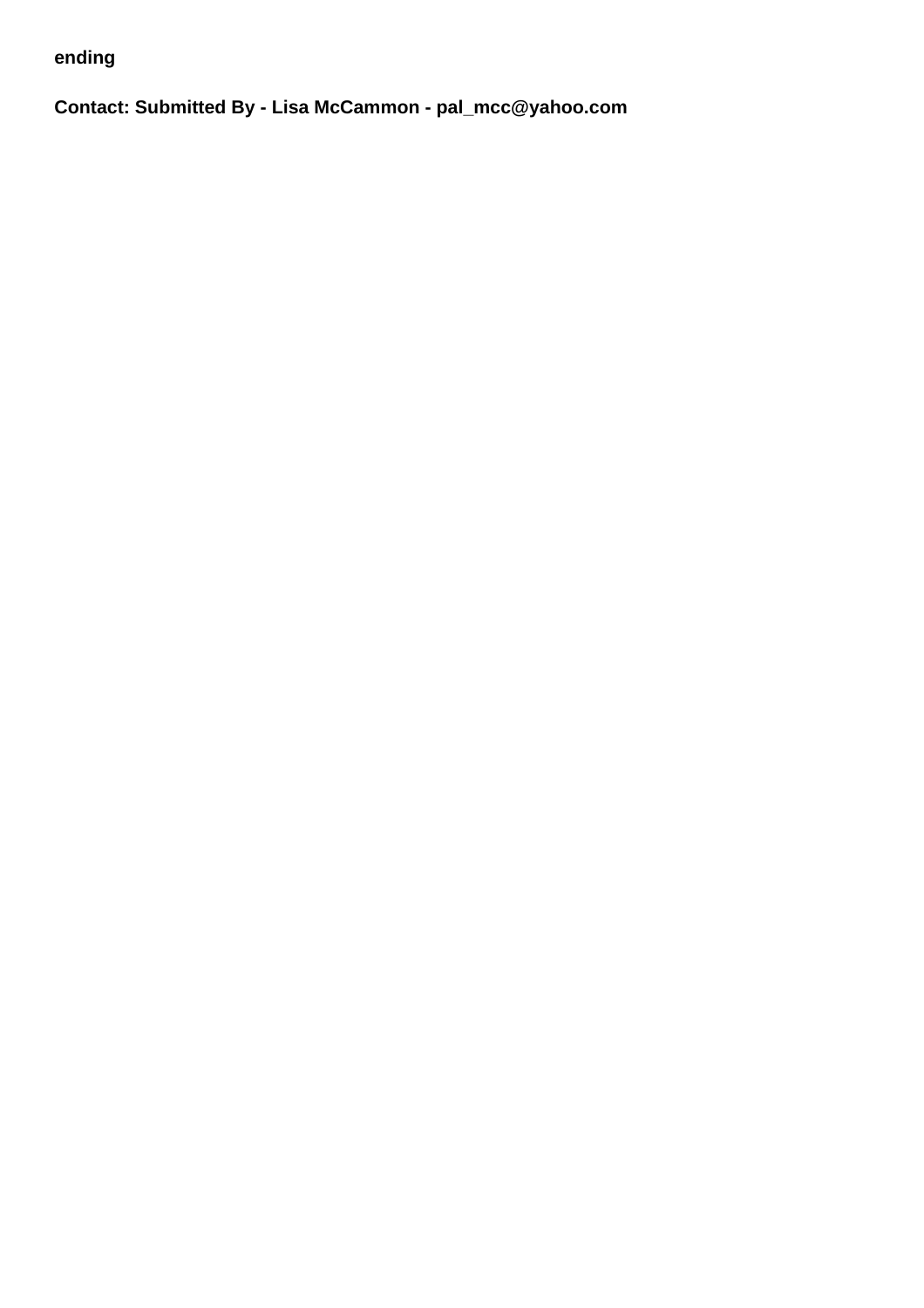**ending**

**Contact: Submitted By - Lisa McCammon - pal_mcc@yahoo.com**